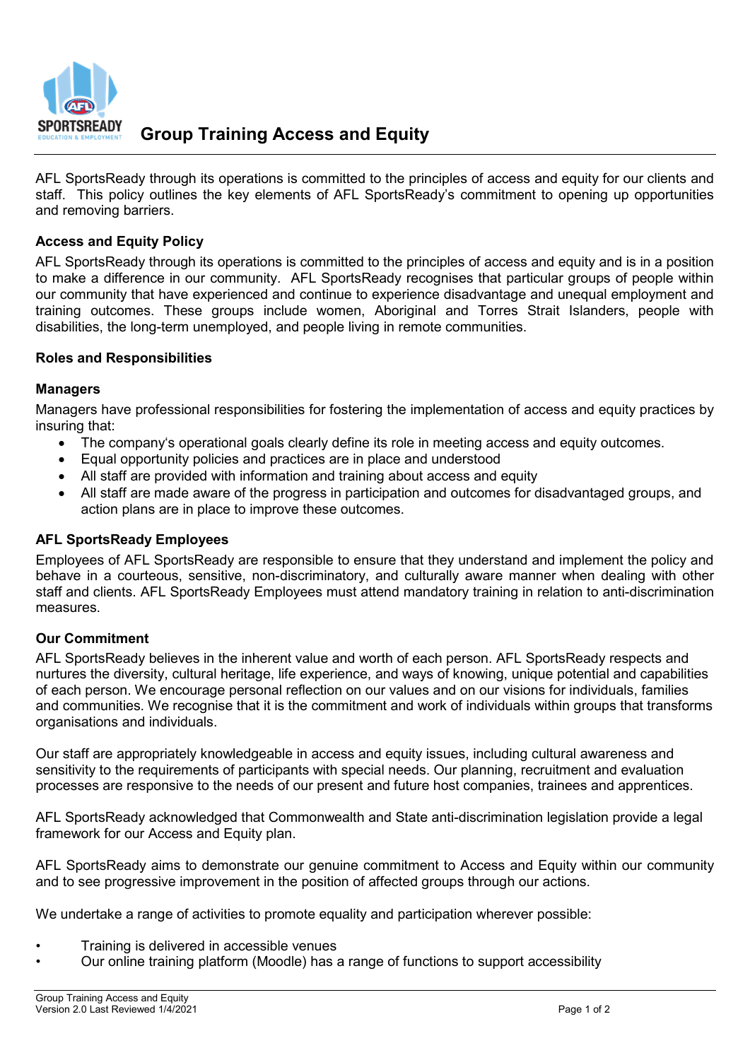# Group Training Access and Equity

AFL SportsReady through its operations is committed to the principles of access and equity for our clients and staff. This policy outlines the key elements of AFL SportsReady's commitment to opening up opportunities and removing barriers.

## Access and Equity Policy

AFL SportsReady through its operations is committed to the principles of access and equity and is in a position to make a difference in our community. AFL SportsReady recognises that particular groups of people within our community that have experienced and continue to experience disadvantage and unequal employment and training outcomes. These groups include women, Aboriginal and Torres Strait Islanders, people with disabilities, the long-term unemployed, and people living in remote communities.

## Roles and Responsibilities

### Managers

Managers have professional responsibilities for fostering the implementation of access and equity practices by insuring that:

- The company's operational goals clearly define its role in meeting access and equity outcomes.
- Equal opportunity policies and practices are in place and understood
- All staff are provided with information and training about access and equity
- All staff are made aware of the progress in participation and outcomes for disadvantaged groups, and action plans are in place to improve these outcomes.

### AFL SportsReady Employees

Employees of AFL SportsReady are responsible to ensure that they understand and implement the policy and behave in a courteous, sensitive, non-discriminatory, and culturally aware manner when dealing with other staff and clients. AFL SportsReady Employees must attend mandatory training in relation to anti-discrimination measures.

### Our Commitment

AFL SportsReady believes in the inherent value and worth of each person. AFL SportsReady respects and nurtures the diversity, cultural heritage, life experience, and ways of knowing, unique potential and capabilities of each person. We encourage personal reflection on our values and on our visions for individuals, families and communities. We recognise that it is the commitment and work of individuals within groups that transforms organisations and individuals.

Our staff are appropriately knowledgeable in access and equity issues, including cultural awareness and sensitivity to the requirements of participants with special needs. Our planning, recruitment and evaluation processes are responsive to the needs of our present and future host companies, trainees and apprentices.

AFL SportsReady acknowledged that Commonwealth and State anti-discrimination legislation provide a legal framework for our Access and Equity plan.

AFL SportsReady aims to demonstrate our genuine commitment to Access and Equity within our community and to see progressive improvement in the position of affected groups through our actions.

We undertake a range of activities to promote equality and participation wherever possible:

- Training is delivered in accessible venues
- Our online training platform (Moodle) has a range of functions to support accessibility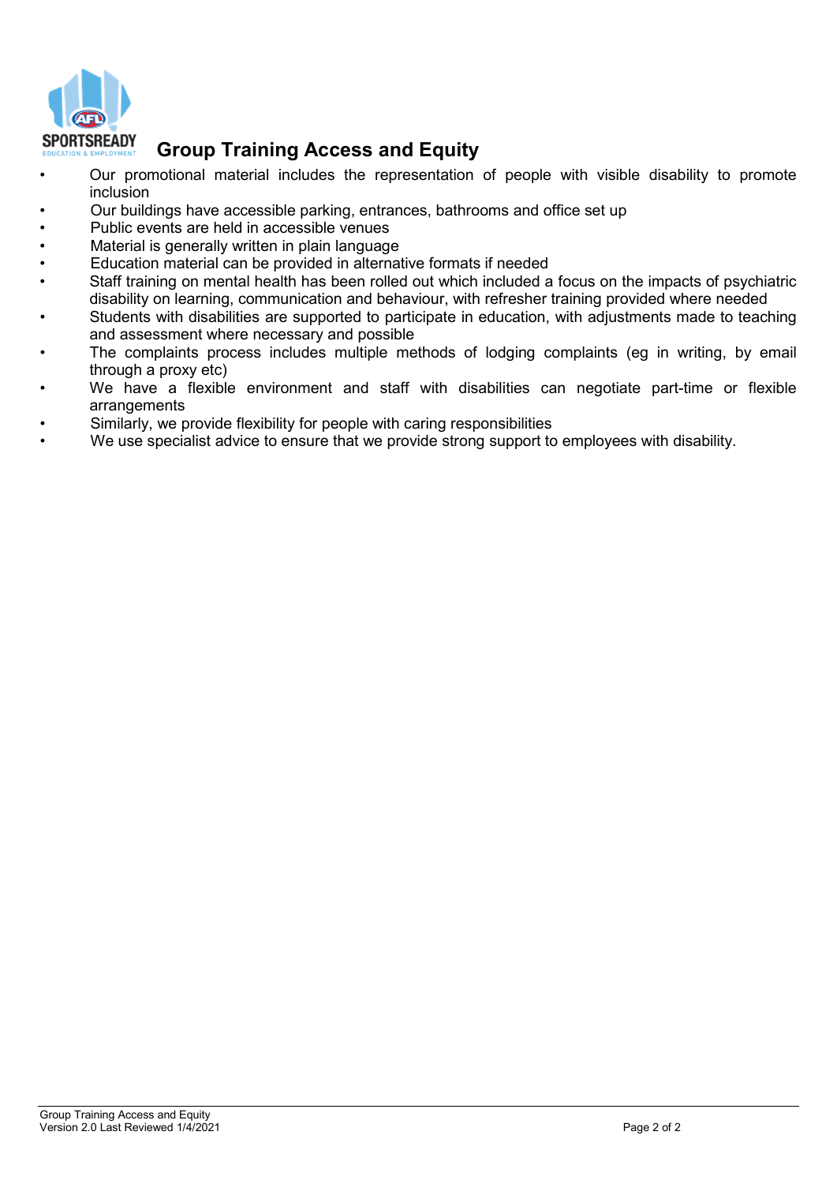# Group Training Access and Equity

- Our promotional material includes the representation of people with visible disability to promote inclusion
- Our buildings have accessible parking, entrances, bathrooms and office set up
- Public events are held in accessible venues
- Material is generally written in plain language
- Education material can be provided in alternative formats if needed
- Staff training on mental health has been rolled out which included a focus on the impacts of psychiatric disability on learning, communication and behaviour, with refresher training provided where needed
- Students with disabilities are supported to participate in education, with adjustments made to teaching and assessment where necessary and possible
- The complaints process includes multiple methods of lodging complaints (eg in writing, by email through a proxy etc)
- We have a flexible environment and staff with disabilities can negotiate part-time or flexible arrangements
- Similarly, we provide flexibility for people with caring responsibilities
- We use specialist advice to ensure that we provide strong support to employees with disability.